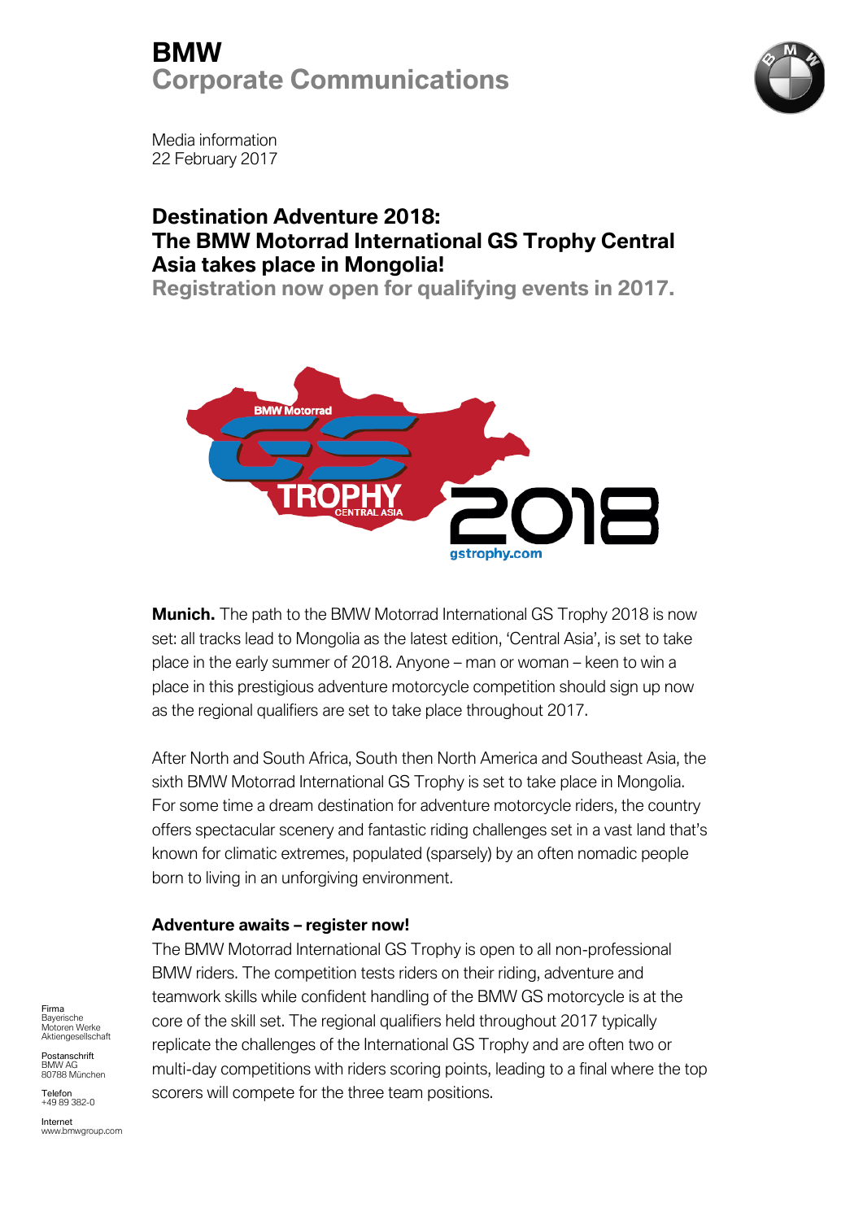# BMW
## Corporate Communications

Media information
22 February 2017

## Destination Adventure 2018: The BMW Motorrad International GS Trophy Central Asia takes place in Mongolia!
### Registration now open for qualifying events in 2017.

**Munich.** The path to the BMW Motorrad International GS Trophy 2018 is now set: all tracks lead to Mongolia as the latest edition, 'Central Asia', is set to take place in the early summer of 2018. Anyone – man or woman – keen to win a place in this prestigious adventure motorcycle competition should sign up now as the regional qualifiers are set to take place throughout 2017.

After North and South Africa, South then North America and Southeast Asia, the sixth BMW Motorrad International GS Trophy is set to take place in Mongolia. For some time a dream destination for adventure motorcycle riders, the country offers spectacular scenery and fantastic riding challenges set in a vast land that's known for climatic extremes, populated (sparsely) by an often nomadic people born to living in an unforgiving environment.

**Adventure awaits – register now!**

The BMW Motorrad International GS Trophy is open to all non-professional BMW riders. The competition tests riders on their riding, adventure and teamwork skills while confident handling of the BMW GS motorcycle is at the core of the skill set. The regional qualifiers held throughout 2017 typically replicate the challenges of the International GS Trophy and are often two or multi-day competitions with riders scoring points, leading to a final where the top scorers will compete for the three team positions.

Firma
Bayerische Motoren Werke Aktiengesellschaft

Postanschrift
BMW AG
80788 München

Telefon
+49 89 382-0

Internet
www.bmwgroup.com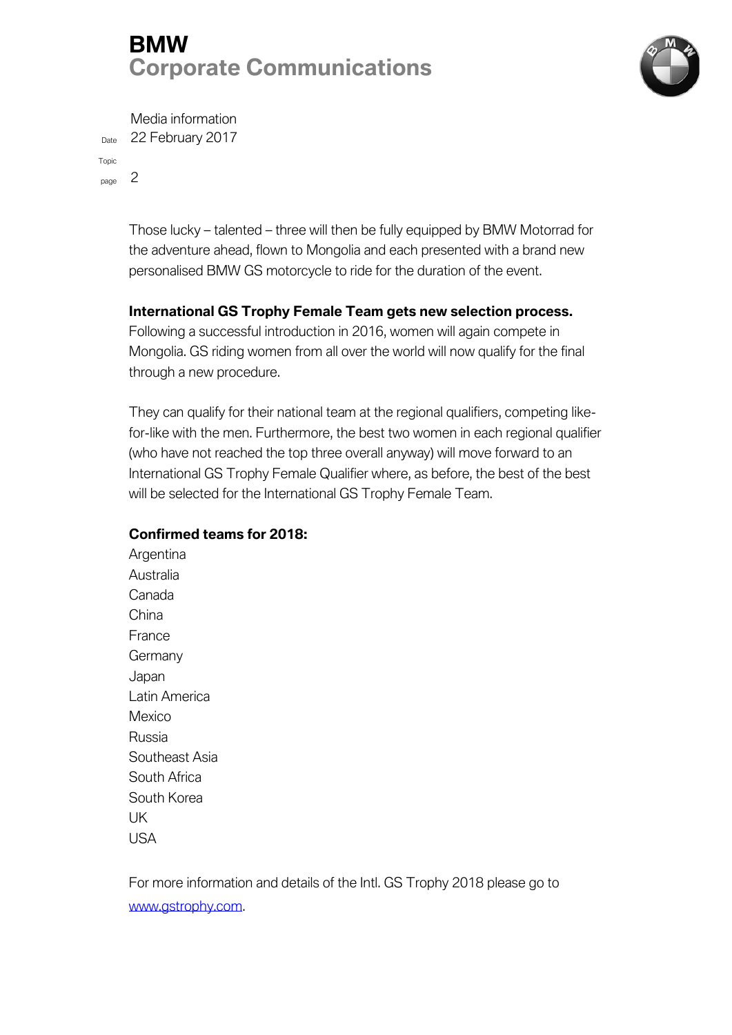Those lucky – talented – three will then be fully equipped by BMW Motorrad for the adventure ahead, flown to Mongolia and each presented with a brand new personalised BMW GS motorcycle to ride for the duration of the event.

**International GS Trophy Female Team gets new selection process.**
Following a successful introduction in 2016, women will again compete in Mongolia. GS riding women from all over the world will now qualify for the final through a new procedure.

They can qualify for their national team at the regional qualifiers, competing like-for-like with the men. Furthermore, the best two women in each regional qualifier (who have not reached the top three overall anyway) will move forward to an International GS Trophy Female Qualifier where, as before, the best of the best will be selected for the International GS Trophy Female Team.

**Confirmed teams for 2018:**

Argentina
Australia
Canada
China
France
Germany
Japan
Latin America
Mexico
Russia
Southeast Asia
South Africa
South Korea
UK
USA

For more information and details of the Intl. GS Trophy 2018 please go to www.gstrophy.com.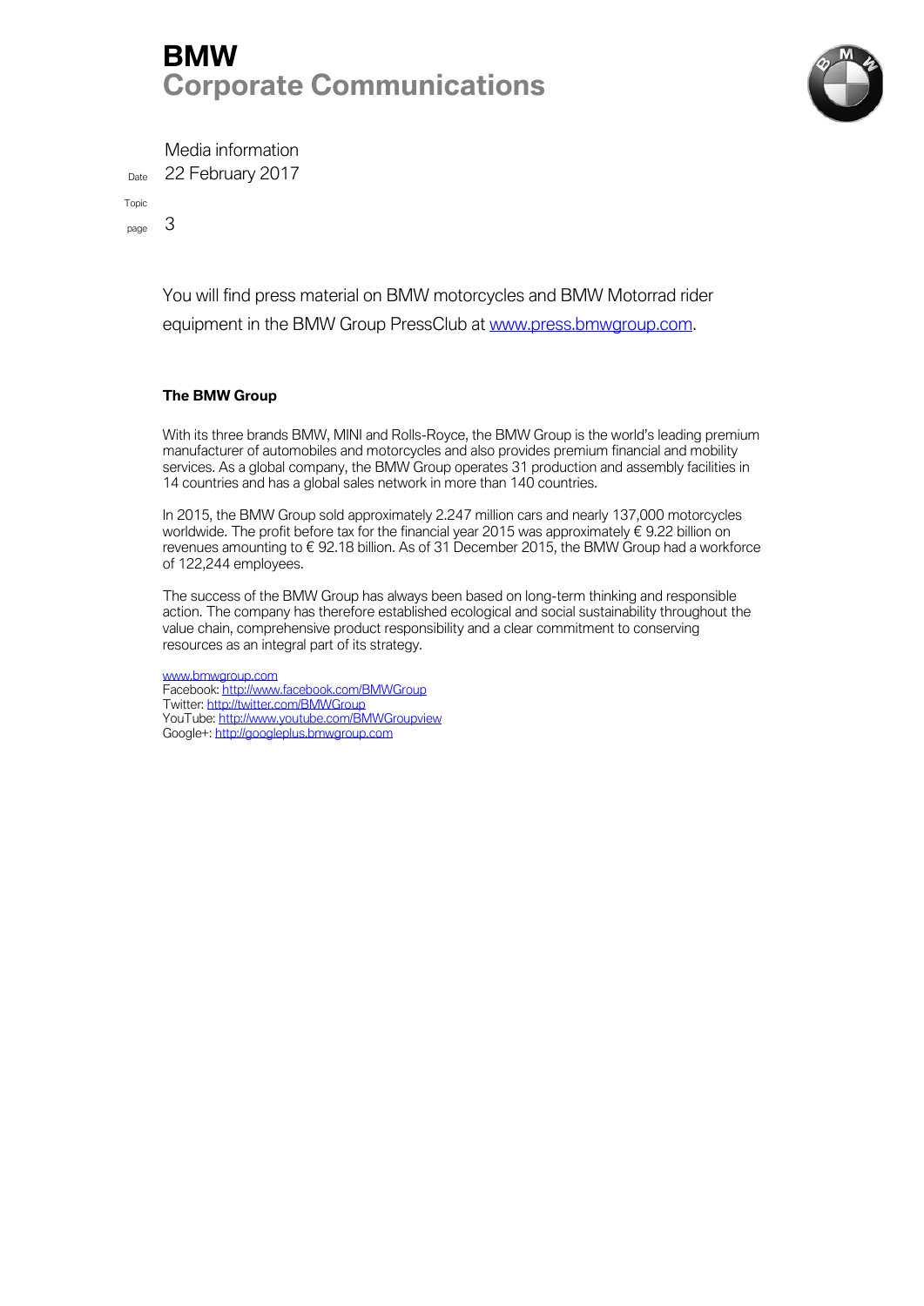You will find press material on BMW motorcycles and BMW Motorrad rider equipment in the BMW Group PressClub at www.press.bmwgroup.com.

**The BMW Group**

With its three brands BMW, MINI and Rolls-Royce, the BMW Group is the world's leading premium manufacturer of automobiles and motorcycles and also provides premium financial and mobility services. As a global company, the BMW Group operates 31 production and assembly facilities in 14 countries and has a global sales network in more than 140 countries.

In 2015, the BMW Group sold approximately 2.247 million cars and nearly 137,000 motorcycles worldwide. The profit before tax for the financial year 2015 was approximately € 9.22 billion on revenues amounting to € 92.18 billion. As of 31 December 2015, the BMW Group had a workforce of 122,244 employees.

The success of the BMW Group has always been based on long-term thinking and responsible action. The company has therefore established ecological and social sustainability throughout the value chain, comprehensive product responsibility and a clear commitment to conserving resources as an integral part of its strategy.

www.bmwgroup.com
Facebook: http://www.facebook.com/BMWGroup
Twitter: http://twitter.com/BMWGroup
YouTube: http://www.youtube.com/BMWGroupview
Google+: http://googleplus.bmwgroup.com